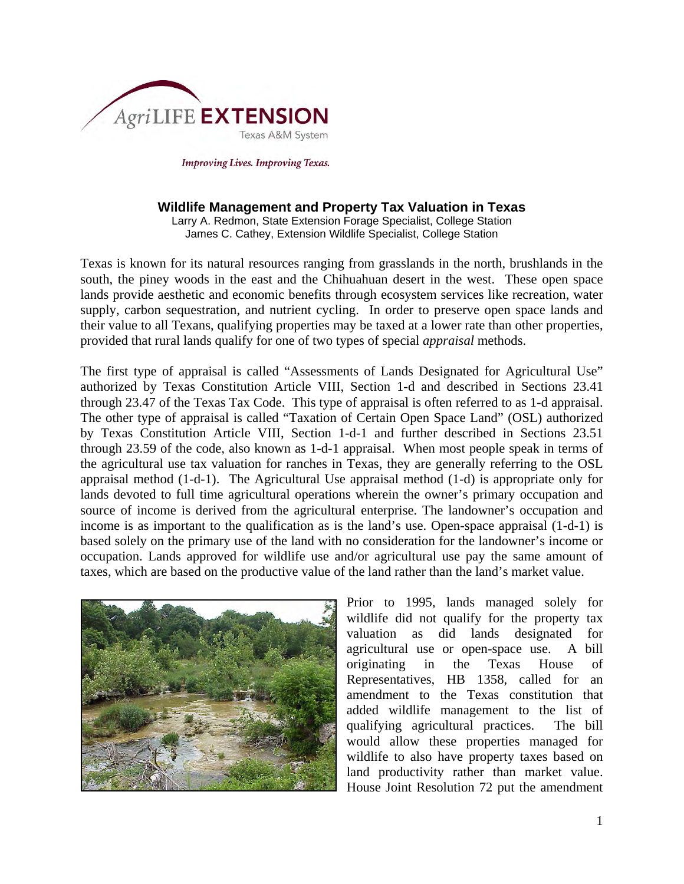AgriLIFE EXTENSION
Texas A&M System

*Improving Lives. Improving Texas.*

# Wildlife Management and Property Tax Valuation in Texas

Larry A. Redmon, State Extension Forage Specialist, College Station
James C. Cathey, Extension Wildlife Specialist, College Station

Texas is known for its natural resources ranging from grasslands in the north, brushlands in the south, the piney woods in the east and the Chihuahuan desert in the west. These open space lands provide aesthetic and economic benefits through ecosystem services like recreation, water supply, carbon sequestration, and nutrient cycling. In order to preserve open space lands and their value to all Texans, qualifying properties may be taxed at a lower rate than other properties, provided that rural lands qualify for one of two types of special *appraisal* methods.

The first type of appraisal is called "Assessments of Lands Designated for Agricultural Use" authorized by Texas Constitution Article VIII, Section 1-d and described in Sections 23.41 through 23.47 of the Texas Tax Code. This type of appraisal is often referred to as 1-d appraisal. The other type of appraisal is called "Taxation of Certain Open Space Land" (OSL) authorized by Texas Constitution Article VIII, Section 1-d-1 and further described in Sections 23.51 through 23.59 of the code, also known as 1-d-1 appraisal. When most people speak in terms of the agricultural use tax valuation for ranches in Texas, they are generally referring to the OSL appraisal method (1-d-1). The Agricultural Use appraisal method (1-d) is appropriate only for lands devoted to full time agricultural operations wherein the owner's primary occupation and source of income is derived from the agricultural enterprise. The landowner's occupation and income is as important to the qualification as is the land's use. Open-space appraisal (1-d-1) is based solely on the primary use of the land with no consideration for the landowner's income or occupation. Lands approved for wildlife use and/or agricultural use pay the same amount of taxes, which are based on the productive value of the land rather than the land's market value.

Prior to 1995, lands managed solely for wildlife did not qualify for the property tax valuation as did lands designated for agricultural use or open-space use. A bill originating in the Texas House of Representatives, HB 1358, called for an amendment to the Texas constitution that added wildlife management to the list of qualifying agricultural practices. The bill would allow these properties managed for wildlife to also have property taxes based on land productivity rather than market value. House Joint Resolution 72 put the amendment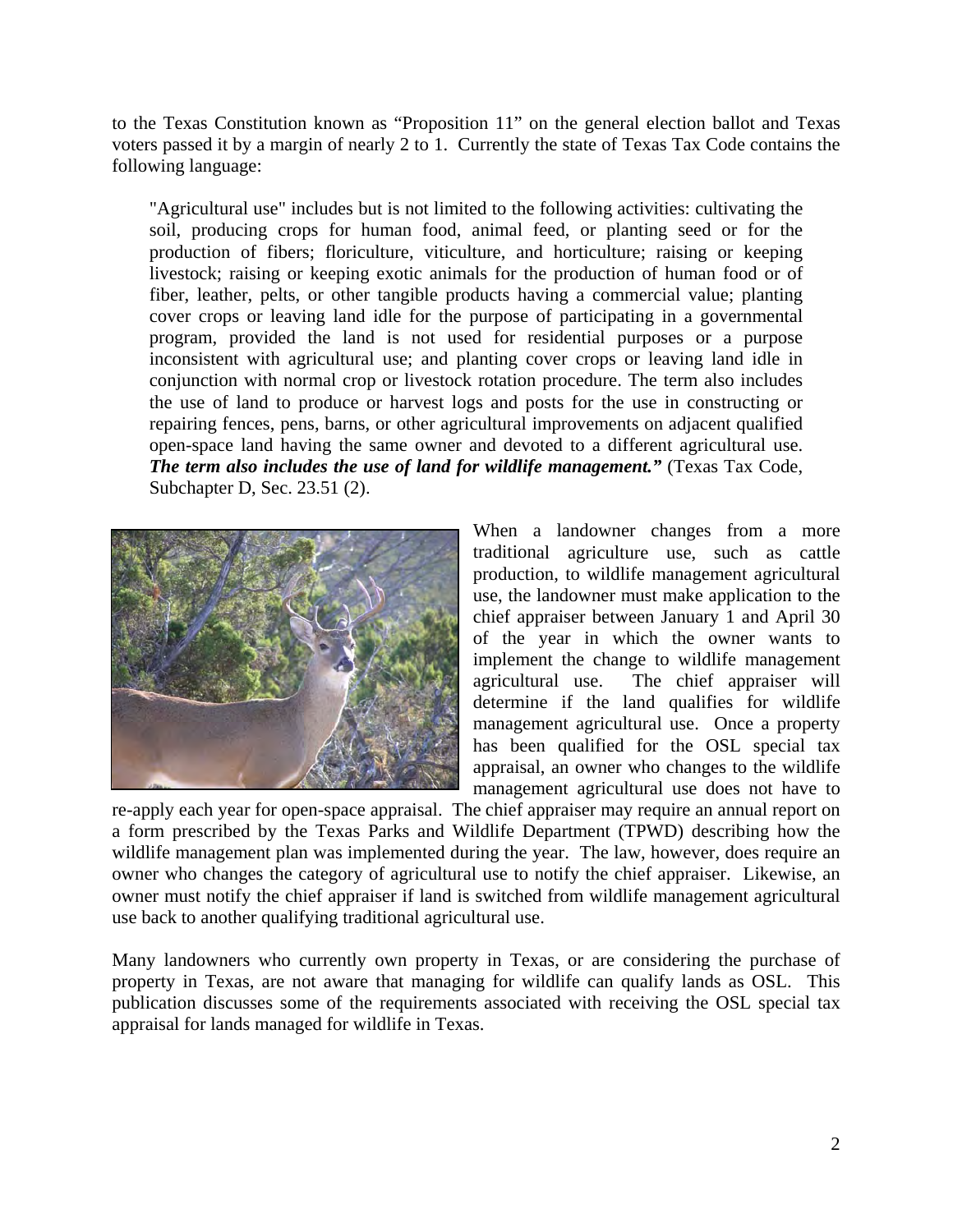to the Texas Constitution known as "Proposition 11" on the general election ballot and Texas voters passed it by a margin of nearly 2 to 1. Currently the state of Texas Tax Code contains the following language:

> "Agricultural use" includes but is not limited to the following activities: cultivating the soil, producing crops for human food, animal feed, or planting seed or for the production of fibers; floriculture, viticulture, and horticulture; raising or keeping livestock; raising or keeping exotic animals for the production of human food or of fiber, leather, pelts, or other tangible products having a commercial value; planting cover crops or leaving land idle for the purpose of participating in a governmental program, provided the land is not used for residential purposes or a purpose inconsistent with agricultural use; and planting cover crops or leaving land idle in conjunction with normal crop or livestock rotation procedure. The term also includes the use of land to produce or harvest logs and posts for the use in constructing or repairing fences, pens, barns, or other agricultural improvements on adjacent qualified open-space land having the same owner and devoted to a different agricultural use. ***The term also includes the use of land for wildlife management."*** (Texas Tax Code, Subchapter D, Sec. 23.51 (2).

When a landowner changes from a more traditional agriculture use, such as cattle production, to wildlife management agricultural use, the landowner must make application to the chief appraiser between January 1 and April 30 of the year in which the owner wants to implement the change to wildlife management agricultural use. The chief appraiser will determine if the land qualifies for wildlife management agricultural use. Once a property has been qualified for the OSL special tax appraisal, an owner who changes to the wildlife management agricultural use does not have to re-apply each year for open-space appraisal. The chief appraiser may require an annual report on a form prescribed by the Texas Parks and Wildlife Department (TPWD) describing how the wildlife management plan was implemented during the year. The law, however, does require an owner who changes the category of agricultural use to notify the chief appraiser. Likewise, an owner must notify the chief appraiser if land is switched from wildlife management agricultural use back to another qualifying traditional agricultural use.

Many landowners who currently own property in Texas, or are considering the purchase of property in Texas, are not aware that managing for wildlife can qualify lands as OSL. This publication discusses some of the requirements associated with receiving the OSL special tax appraisal for lands managed for wildlife in Texas.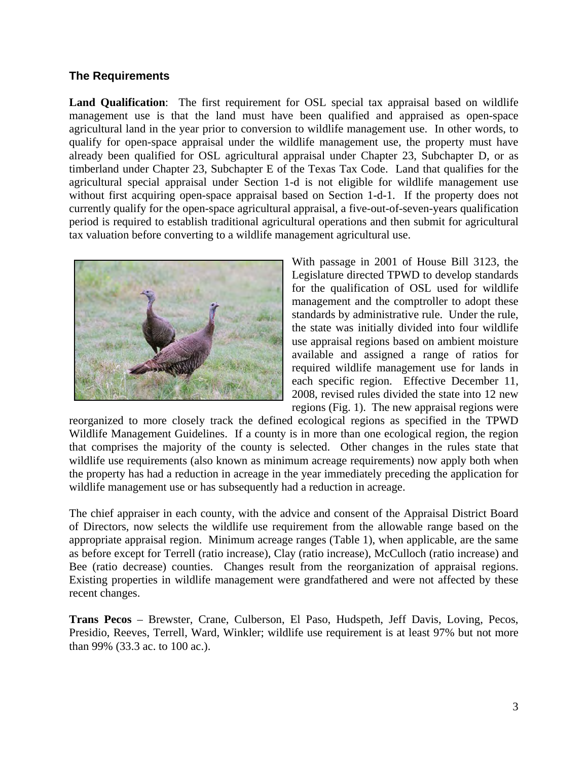### The Requirements

**Land Qualification**: The first requirement for OSL special tax appraisal based on wildlife management use is that the land must have been qualified and appraised as open-space agricultural land in the year prior to conversion to wildlife management use. In other words, to qualify for open-space appraisal under the wildlife management use, the property must have already been qualified for OSL agricultural appraisal under Chapter 23, Subchapter D, or as timberland under Chapter 23, Subchapter E of the Texas Tax Code. Land that qualifies for the agricultural special appraisal under Section 1-d is not eligible for wildlife management use without first acquiring open-space appraisal based on Section 1-d-1. If the property does not currently qualify for the open-space agricultural appraisal, a five-out-of-seven-years qualification period is required to establish traditional agricultural operations and then submit for agricultural tax valuation before converting to a wildlife management agricultural use.

With passage in 2001 of House Bill 3123, the Legislature directed TPWD to develop standards for the qualification of OSL used for wildlife management and the comptroller to adopt these standards by administrative rule. Under the rule, the state was initially divided into four wildlife use appraisal regions based on ambient moisture available and assigned a range of ratios for required wildlife management use for lands in each specific region. Effective December 11, 2008, revised rules divided the state into 12 new regions (Fig. 1). The new appraisal regions were reorganized to more closely track the defined ecological regions as specified in the TPWD Wildlife Management Guidelines. If a county is in more than one ecological region, the region that comprises the majority of the county is selected. Other changes in the rules state that wildlife use requirements (also known as minimum acreage requirements) now apply both when the property has had a reduction in acreage in the year immediately preceding the application for wildlife management use or has subsequently had a reduction in acreage.

The chief appraiser in each county, with the advice and consent of the Appraisal District Board of Directors, now selects the wildlife use requirement from the allowable range based on the appropriate appraisal region. Minimum acreage ranges (Table 1), when applicable, are the same as before except for Terrell (ratio increase), Clay (ratio increase), McCulloch (ratio increase) and Bee (ratio decrease) counties. Changes result from the reorganization of appraisal regions. Existing properties in wildlife management were grandfathered and were not affected by these recent changes.

**Trans Pecos** – Brewster, Crane, Culberson, El Paso, Hudspeth, Jeff Davis, Loving, Pecos, Presidio, Reeves, Terrell, Ward, Winkler; wildlife use requirement is at least 97% but not more than 99% (33.3 ac. to 100 ac.).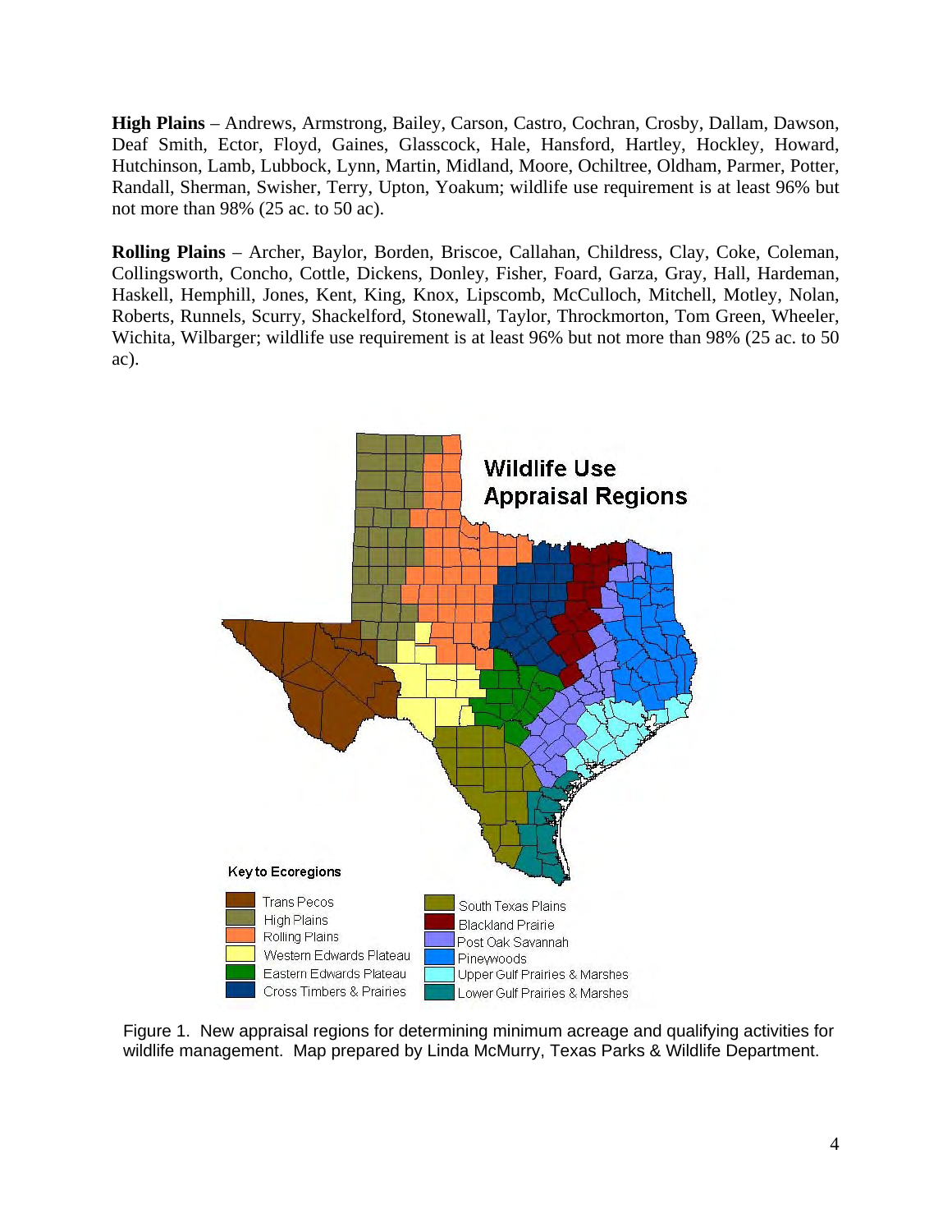**High Plains** – Andrews, Armstrong, Bailey, Carson, Castro, Cochran, Crosby, Dallam, Dawson, Deaf Smith, Ector, Floyd, Gaines, Glasscock, Hale, Hansford, Hartley, Hockley, Howard, Hutchinson, Lamb, Lubbock, Lynn, Martin, Midland, Moore, Ochiltree, Oldham, Parmer, Potter, Randall, Sherman, Swisher, Terry, Upton, Yoakum; wildlife use requirement is at least 96% but not more than 98% (25 ac. to 50 ac).

**Rolling Plains** – Archer, Baylor, Borden, Briscoe, Callahan, Childress, Clay, Coke, Coleman, Collingsworth, Concho, Cottle, Dickens, Donley, Fisher, Foard, Garza, Gray, Hall, Hardeman, Haskell, Hemphill, Jones, Kent, King, Knox, Lipscomb, McCulloch, Mitchell, Motley, Nolan, Roberts, Runnels, Scurry, Shackelford, Stonewall, Taylor, Throckmorton, Tom Green, Wheeler, Wichita, Wilbarger; wildlife use requirement is at least 96% but not more than 98% (25 ac. to 50 ac).

Figure 1. New appraisal regions for determining minimum acreage and qualifying activities for wildlife management. Map prepared by Linda McMurry, Texas Parks & Wildlife Department.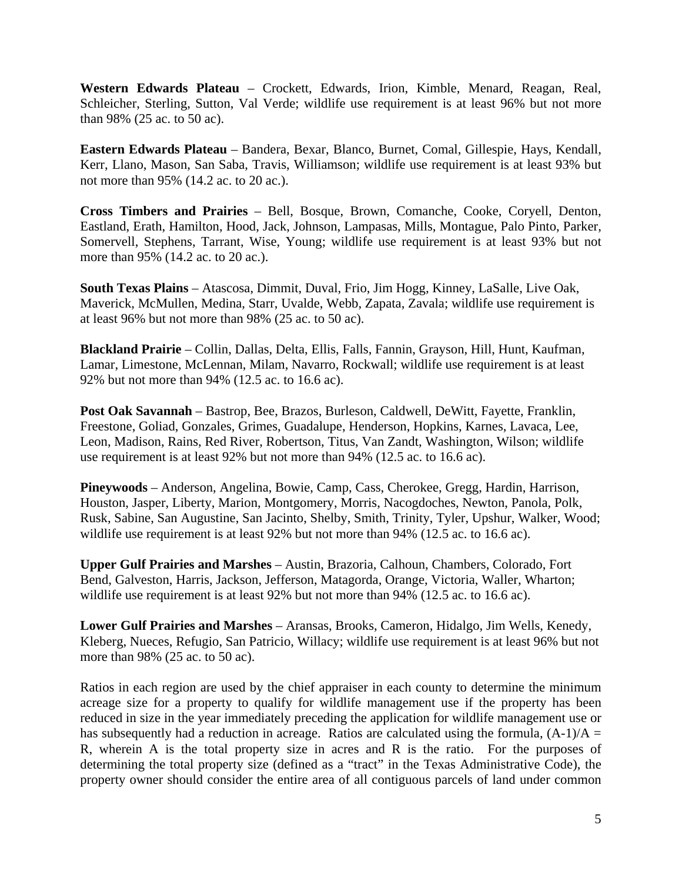**Western Edwards Plateau** – Crockett, Edwards, Irion, Kimble, Menard, Reagan, Real, Schleicher, Sterling, Sutton, Val Verde; wildlife use requirement is at least 96% but not more than 98% (25 ac. to 50 ac).

**Eastern Edwards Plateau** – Bandera, Bexar, Blanco, Burnet, Comal, Gillespie, Hays, Kendall, Kerr, Llano, Mason, San Saba, Travis, Williamson; wildlife use requirement is at least 93% but not more than 95% (14.2 ac. to 20 ac.).

**Cross Timbers and Prairies** – Bell, Bosque, Brown, Comanche, Cooke, Coryell, Denton, Eastland, Erath, Hamilton, Hood, Jack, Johnson, Lampasas, Mills, Montague, Palo Pinto, Parker, Somervell, Stephens, Tarrant, Wise, Young; wildlife use requirement is at least 93% but not more than 95% (14.2 ac. to 20 ac.).

**South Texas Plains** – Atascosa, Dimmit, Duval, Frio, Jim Hogg, Kinney, LaSalle, Live Oak, Maverick, McMullen, Medina, Starr, Uvalde, Webb, Zapata, Zavala; wildlife use requirement is at least 96% but not more than 98% (25 ac. to 50 ac).

**Blackland Prairie** – Collin, Dallas, Delta, Ellis, Falls, Fannin, Grayson, Hill, Hunt, Kaufman, Lamar, Limestone, McLennan, Milam, Navarro, Rockwall; wildlife use requirement is at least 92% but not more than 94% (12.5 ac. to 16.6 ac).

**Post Oak Savannah** – Bastrop, Bee, Brazos, Burleson, Caldwell, DeWitt, Fayette, Franklin, Freestone, Goliad, Gonzales, Grimes, Guadalupe, Henderson, Hopkins, Karnes, Lavaca, Lee, Leon, Madison, Rains, Red River, Robertson, Titus, Van Zandt, Washington, Wilson; wildlife use requirement is at least 92% but not more than 94% (12.5 ac. to 16.6 ac).

**Pineywoods** – Anderson, Angelina, Bowie, Camp, Cass, Cherokee, Gregg, Hardin, Harrison, Houston, Jasper, Liberty, Marion, Montgomery, Morris, Nacogdoches, Newton, Panola, Polk, Rusk, Sabine, San Augustine, San Jacinto, Shelby, Smith, Trinity, Tyler, Upshur, Walker, Wood; wildlife use requirement is at least 92% but not more than 94% (12.5 ac. to 16.6 ac).

**Upper Gulf Prairies and Marshes** – Austin, Brazoria, Calhoun, Chambers, Colorado, Fort Bend, Galveston, Harris, Jackson, Jefferson, Matagorda, Orange, Victoria, Waller, Wharton; wildlife use requirement is at least 92% but not more than 94% (12.5 ac. to 16.6 ac).

**Lower Gulf Prairies and Marshes** – Aransas, Brooks, Cameron, Hidalgo, Jim Wells, Kenedy, Kleberg, Nueces, Refugio, San Patricio, Willacy; wildlife use requirement is at least 96% but not more than 98% (25 ac. to 50 ac).

Ratios in each region are used by the chief appraiser in each county to determine the minimum acreage size for a property to qualify for wildlife management use if the property has been reduced in size in the year immediately preceding the application for wildlife management use or has subsequently had a reduction in acreage. Ratios are calculated using the formula, $(A-1)/A = R$, wherein A is the total property size in acres and R is the ratio. For the purposes of determining the total property size (defined as a "tract" in the Texas Administrative Code), the property owner should consider the entire area of all contiguous parcels of land under common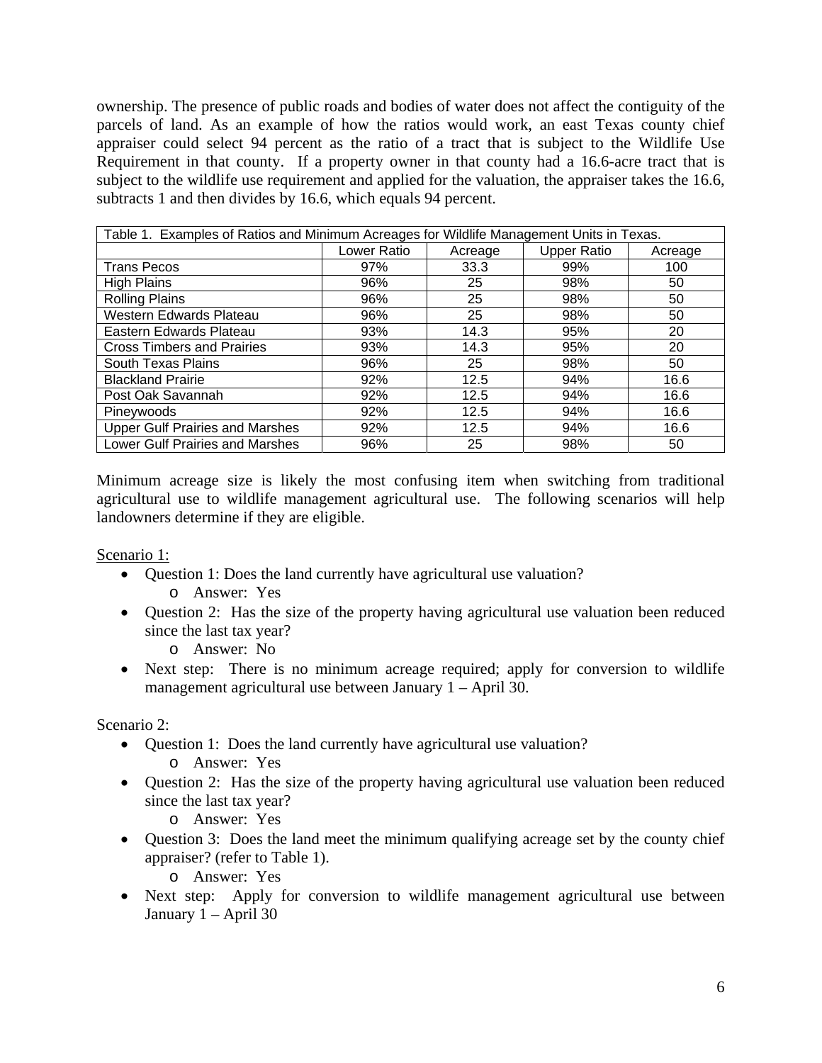ownership. The presence of public roads and bodies of water does not affect the contiguity of the parcels of land. As an example of how the ratios would work, an east Texas county chief appraiser could select 94 percent as the ratio of a tract that is subject to the Wildlife Use Requirement in that county. If a property owner in that county had a 16.6-acre tract that is subject to the wildlife use requirement and applied for the valuation, the appraiser takes the 16.6, subtracts 1 and then divides by 16.6, which equals 94 percent.

Table 1. Examples of Ratios and Minimum Acreages for Wildlife Management Units in Texas.

| | Lower Ratio | Acreage | Upper Ratio | Acreage |
|---|---|---|---|---|
| Trans Pecos | 97% | 33.3 | 99% | 100 |
| High Plains | 96% | 25 | 98% | 50 |
| Rolling Plains | 96% | 25 | 98% | 50 |
| Western Edwards Plateau | 96% | 25 | 98% | 50 |
| Eastern Edwards Plateau | 93% | 14.3 | 95% | 20 |
| Cross Timbers and Prairies | 93% | 14.3 | 95% | 20 |
| South Texas Plains | 96% | 25 | 98% | 50 |
| Blackland Prairie | 92% | 12.5 | 94% | 16.6 |
| Post Oak Savannah | 92% | 12.5 | 94% | 16.6 |
| Pineywoods | 92% | 12.5 | 94% | 16.6 |
| Upper Gulf Prairies and Marshes | 92% | 12.5 | 94% | 16.6 |
| Lower Gulf Prairies and Marshes | 96% | 25 | 98% | 50 |

Minimum acreage size is likely the most confusing item when switching from traditional agricultural use to wildlife management agricultural use. The following scenarios will help landowners determine if they are eligible.

Scenario 1:

- Question 1: Does the land currently have agricultural use valuation?
  - Answer: Yes
- Question 2: Has the size of the property having agricultural use valuation been reduced since the last tax year?
  - Answer: No
- Next step: There is no minimum acreage required; apply for conversion to wildlife management agricultural use between January 1 – April 30.

Scenario 2:

- Question 1: Does the land currently have agricultural use valuation?
  - Answer: Yes
- Question 2: Has the size of the property having agricultural use valuation been reduced since the last tax year?
  - Answer: Yes
- Question 3: Does the land meet the minimum qualifying acreage set by the county chief appraiser? (refer to Table 1).
  - Answer: Yes
- Next step: Apply for conversion to wildlife management agricultural use between January 1 – April 30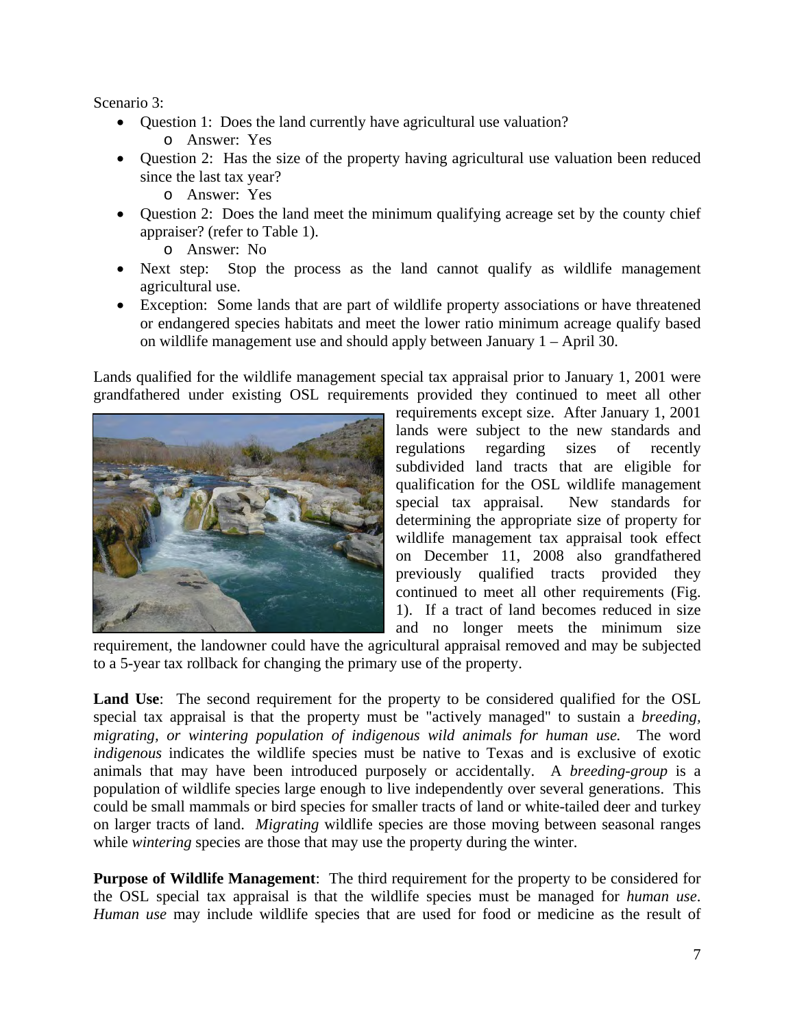Scenario 3:

- Question 1: Does the land currently have agricultural use valuation?
  - Answer: Yes
- Question 2: Has the size of the property having agricultural use valuation been reduced since the last tax year?
  - Answer: Yes
- Question 2: Does the land meet the minimum qualifying acreage set by the county chief appraiser? (refer to Table 1).
  - Answer: No
- Next step: Stop the process as the land cannot qualify as wildlife management agricultural use.
- Exception: Some lands that are part of wildlife property associations or have threatened or endangered species habitats and meet the lower ratio minimum acreage qualify based on wildlife management use and should apply between January 1 – April 30.

Lands qualified for the wildlife management special tax appraisal prior to January 1, 2001 were grandfathered under existing OSL requirements provided they continued to meet all other requirements except size. After January 1, 2001 lands were subject to the new standards and regulations regarding sizes of recently subdivided land tracts that are eligible for qualification for the OSL wildlife management special tax appraisal. New standards for determining the appropriate size of property for wildlife management tax appraisal took effect on December 11, 2008 also grandfathered previously qualified tracts provided they continued to meet all other requirements (Fig. 1). If a tract of land becomes reduced in size and no longer meets the minimum size requirement, the landowner could have the agricultural appraisal removed and may be subjected to a 5-year tax rollback for changing the primary use of the property.

**Land Use**: The second requirement for the property to be considered qualified for the OSL special tax appraisal is that the property must be "actively managed" to sustain a *breeding, migrating, or wintering population of indigenous wild animals for human use.* The word *indigenous* indicates the wildlife species must be native to Texas and is exclusive of exotic animals that may have been introduced purposely or accidentally. A *breeding-group* is a population of wildlife species large enough to live independently over several generations. This could be small mammals or bird species for smaller tracts of land or white-tailed deer and turkey on larger tracts of land. *Migrating* wildlife species are those moving between seasonal ranges while *wintering* species are those that may use the property during the winter.

**Purpose of Wildlife Management**: The third requirement for the property to be considered for the OSL special tax appraisal is that the wildlife species must be managed for *human use*. *Human use* may include wildlife species that are used for food or medicine as the result of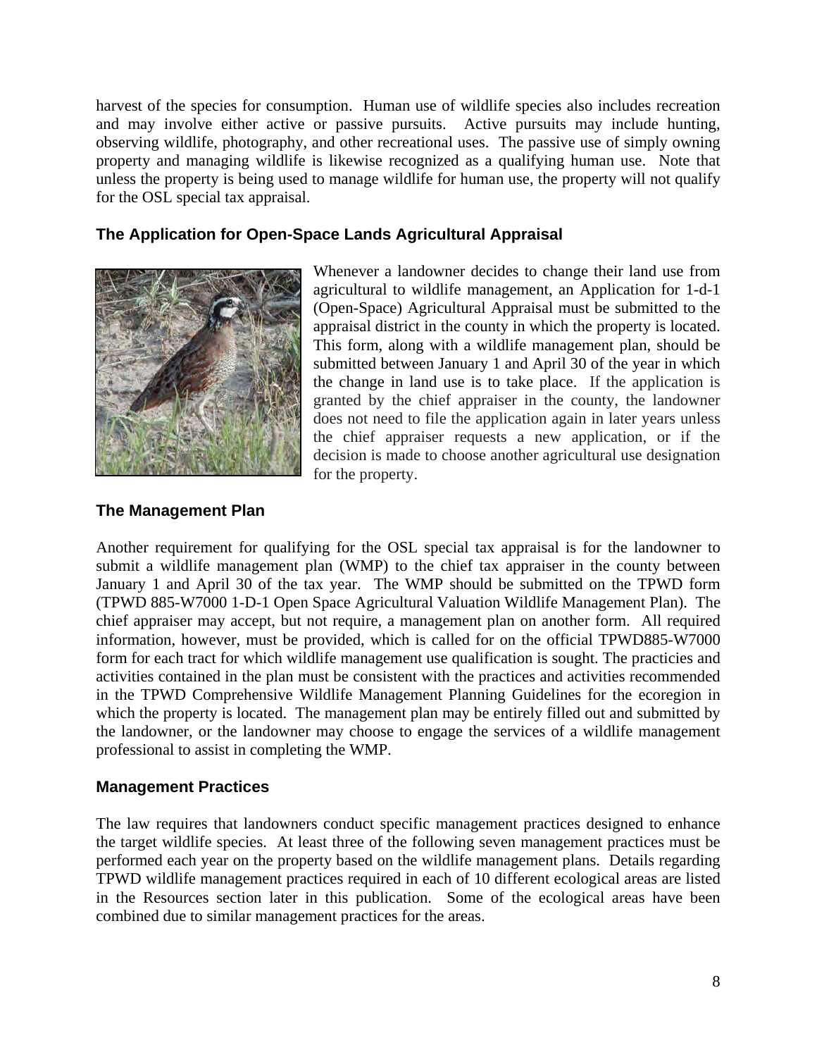harvest of the species for consumption. Human use of wildlife species also includes recreation and may involve either active or passive pursuits. Active pursuits may include hunting, observing wildlife, photography, and other recreational uses. The passive use of simply owning property and managing wildlife is likewise recognized as a qualifying human use. Note that unless the property is being used to manage wildlife for human use, the property will not qualify for the OSL special tax appraisal.

### The Application for Open-Space Lands Agricultural Appraisal

Whenever a landowner decides to change their land use from agricultural to wildlife management, an Application for 1-d-1 (Open-Space) Agricultural Appraisal must be submitted to the appraisal district in the county in which the property is located. This form, along with a wildlife management plan, should be submitted between January 1 and April 30 of the year in which the change in land use is to take place. If the application is granted by the chief appraiser in the county, the landowner does not need to file the application again in later years unless the chief appraiser requests a new application, or if the decision is made to choose another agricultural use designation for the property.

### The Management Plan

Another requirement for qualifying for the OSL special tax appraisal is for the landowner to submit a wildlife management plan (WMP) to the chief tax appraiser in the county between January 1 and April 30 of the tax year. The WMP should be submitted on the TPWD form (TPWD 885-W7000 1-D-1 Open Space Agricultural Valuation Wildlife Management Plan). The chief appraiser may accept, but not require, a management plan on another form. All required information, however, must be provided, which is called for on the official TPWD885-W7000 form for each tract for which wildlife management use qualification is sought. The practicies and activities contained in the plan must be consistent with the practices and activities recommended in the TPWD Comprehensive Wildlife Management Planning Guidelines for the ecoregion in which the property is located. The management plan may be entirely filled out and submitted by the landowner, or the landowner may choose to engage the services of a wildlife management professional to assist in completing the WMP.

### Management Practices

The law requires that landowners conduct specific management practices designed to enhance the target wildlife species. At least three of the following seven management practices must be performed each year on the property based on the wildlife management plans. Details regarding TPWD wildlife management practices required in each of 10 different ecological areas are listed in the Resources section later in this publication. Some of the ecological areas have been combined due to similar management practices for the areas.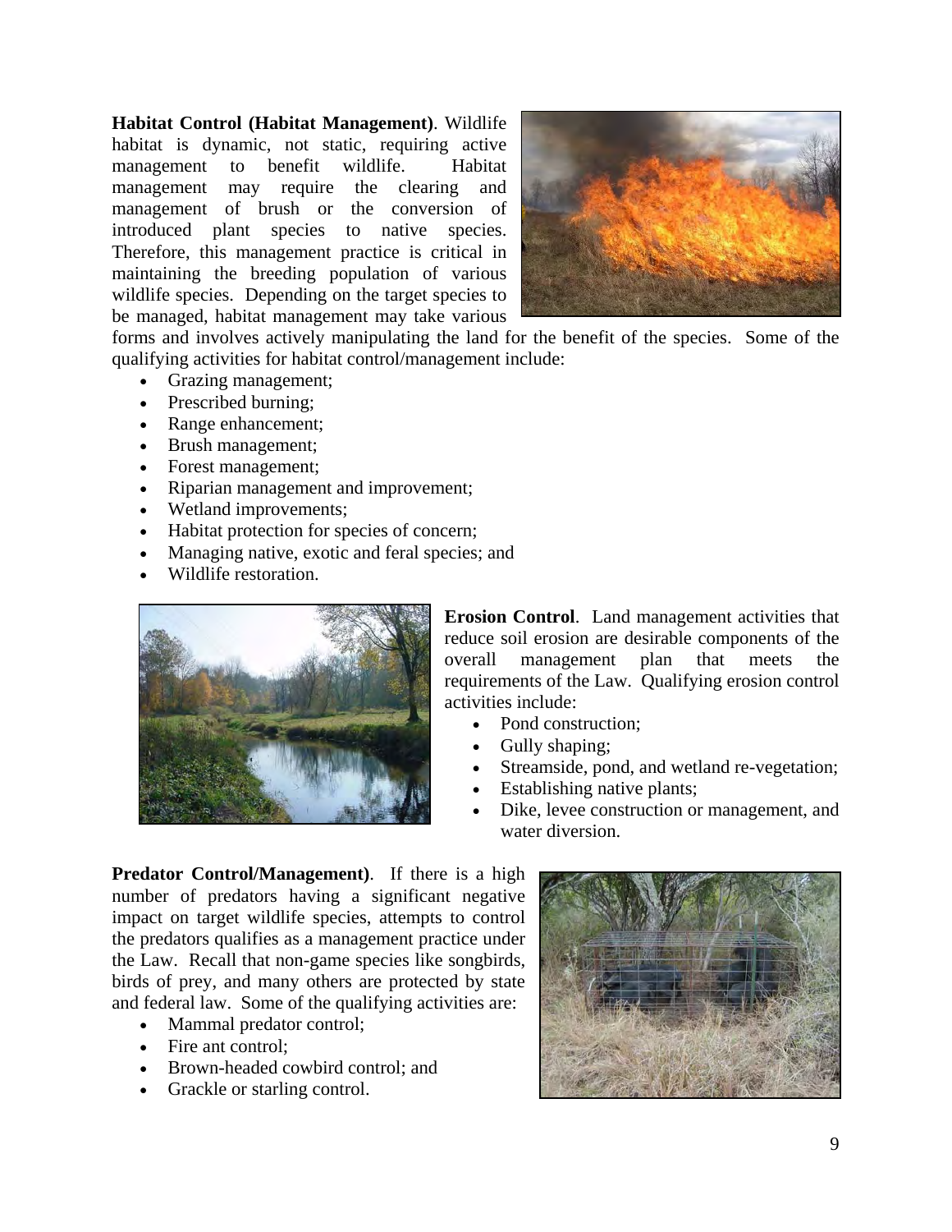**Habitat Control (Habitat Management)**. Wildlife habitat is dynamic, not static, requiring active management to benefit wildlife. Habitat management may require the clearing and management of brush or the conversion of introduced plant species to native species. Therefore, this management practice is critical in maintaining the breeding population of various wildlife species. Depending on the target species to be managed, habitat management may take various forms and involves actively manipulating the land for the benefit of the species. Some of the qualifying activities for habitat control/management include:

- Grazing management;
- Prescribed burning;
- Range enhancement;
- Brush management;
- Forest management;
- Riparian management and improvement;
- Wetland improvements;
- Habitat protection for species of concern;
- Managing native, exotic and feral species; and
- Wildlife restoration.

**Erosion Control**. Land management activities that reduce soil erosion are desirable components of the overall management plan that meets the requirements of the Law. Qualifying erosion control activities include:

- Pond construction;
- Gully shaping;
- Streamside, pond, and wetland re-vegetation;
- Establishing native plants;
- Dike, levee construction or management, and water diversion.

**Predator Control/Management)**. If there is a high number of predators having a significant negative impact on target wildlife species, attempts to control the predators qualifies as a management practice under the Law. Recall that non-game species like songbirds, birds of prey, and many others are protected by state and federal law. Some of the qualifying activities are:

- Mammal predator control;
- Fire ant control;
- Brown-headed cowbird control; and
- Grackle or starling control.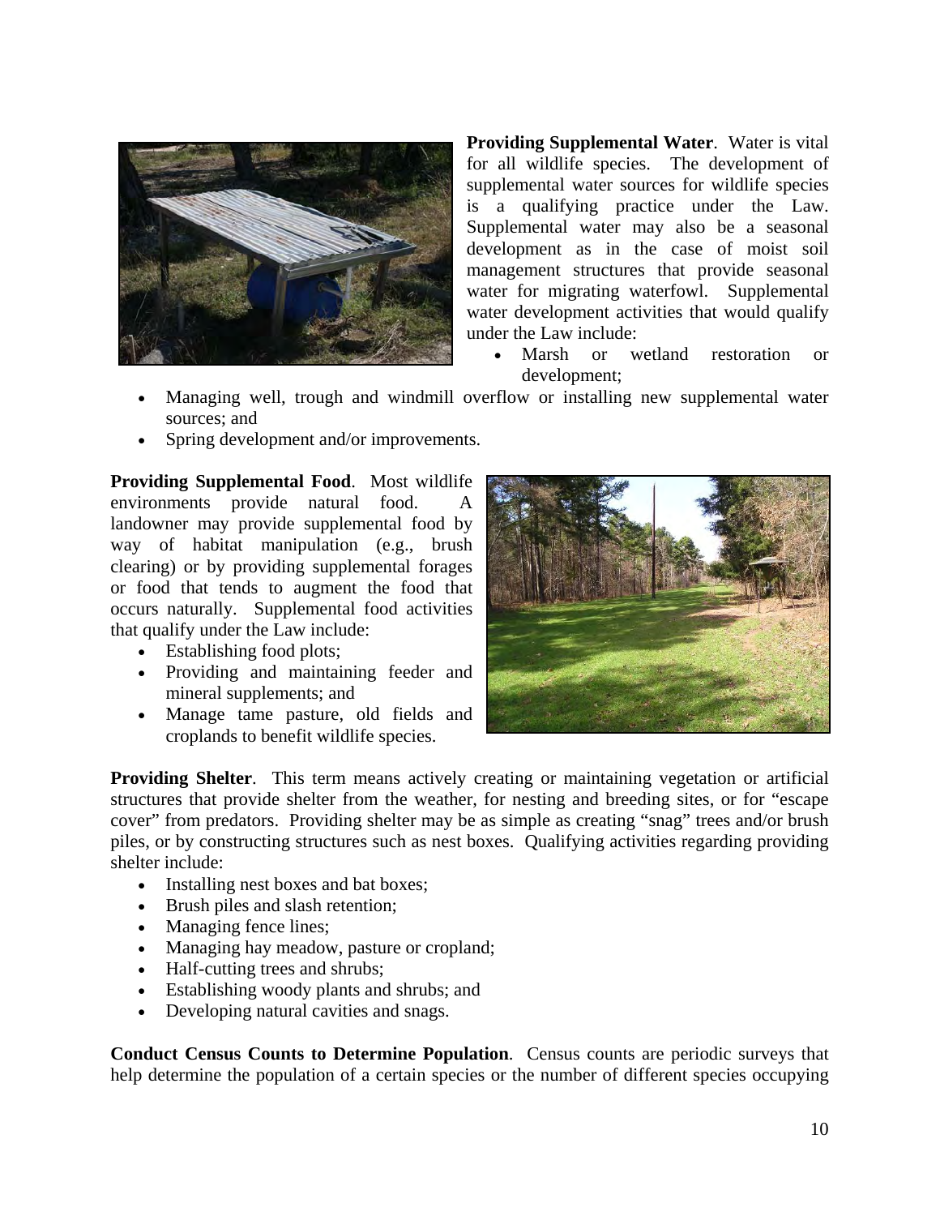**Providing Supplemental Water**. Water is vital for all wildlife species. The development of supplemental water sources for wildlife species is a qualifying practice under the Law. Supplemental water may also be a seasonal development as in the case of moist soil management structures that provide seasonal water for migrating waterfowl. Supplemental water development activities that would qualify under the Law include:

- Marsh or wetland restoration or development;
- Managing well, trough and windmill overflow or installing new supplemental water sources; and
- Spring development and/or improvements.

**Providing Supplemental Food**. Most wildlife environments provide natural food. A landowner may provide supplemental food by way of habitat manipulation (e.g., brush clearing) or by providing supplemental forages or food that tends to augment the food that occurs naturally. Supplemental food activities that qualify under the Law include:

- Establishing food plots;
- Providing and maintaining feeder and mineral supplements; and
- Manage tame pasture, old fields and croplands to benefit wildlife species.

**Providing Shelter**. This term means actively creating or maintaining vegetation or artificial structures that provide shelter from the weather, for nesting and breeding sites, or for "escape cover" from predators. Providing shelter may be as simple as creating "snag" trees and/or brush piles, or by constructing structures such as nest boxes. Qualifying activities regarding providing shelter include:

- Installing nest boxes and bat boxes;
- Brush piles and slash retention;
- Managing fence lines;
- Managing hay meadow, pasture or cropland;
- Half-cutting trees and shrubs;
- Establishing woody plants and shrubs; and
- Developing natural cavities and snags.

**Conduct Census Counts to Determine Population**. Census counts are periodic surveys that help determine the population of a certain species or the number of different species occupying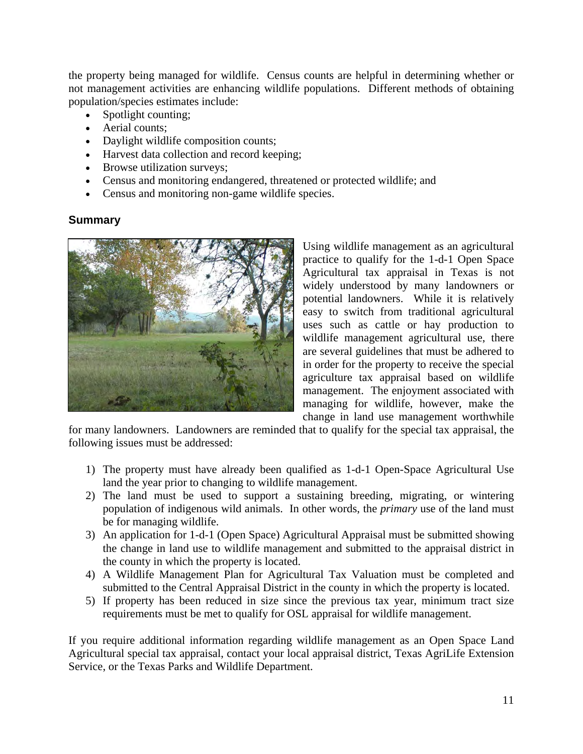the property being managed for wildlife. Census counts are helpful in determining whether or not management activities are enhancing wildlife populations. Different methods of obtaining population/species estimates include:

- Spotlight counting;
- Aerial counts;
- Daylight wildlife composition counts;
- Harvest data collection and record keeping;
- Browse utilization surveys;
- Census and monitoring endangered, threatened or protected wildlife; and
- Census and monitoring non-game wildlife species.

### Summary

Using wildlife management as an agricultural practice to qualify for the 1-d-1 Open Space Agricultural tax appraisal in Texas is not widely understood by many landowners or potential landowners. While it is relatively easy to switch from traditional agricultural uses such as cattle or hay production to wildlife management agricultural use, there are several guidelines that must be adhered to in order for the property to receive the special agriculture tax appraisal based on wildlife management. The enjoyment associated with managing for wildlife, however, make the change in land use management worthwhile for many landowners. Landowners are reminded that to qualify for the special tax appraisal, the following issues must be addressed:

1) The property must have already been qualified as 1-d-1 Open-Space Agricultural Use land the year prior to changing to wildlife management.
2) The land must be used to support a sustaining breeding, migrating, or wintering population of indigenous wild animals. In other words, the *primary* use of the land must be for managing wildlife.
3) An application for 1-d-1 (Open Space) Agricultural Appraisal must be submitted showing the change in land use to wildlife management and submitted to the appraisal district in the county in which the property is located.
4) A Wildlife Management Plan for Agricultural Tax Valuation must be completed and submitted to the Central Appraisal District in the county in which the property is located.
5) If property has been reduced in size since the previous tax year, minimum tract size requirements must be met to qualify for OSL appraisal for wildlife management.

If you require additional information regarding wildlife management as an Open Space Land Agricultural special tax appraisal, contact your local appraisal district, Texas AgriLife Extension Service, or the Texas Parks and Wildlife Department.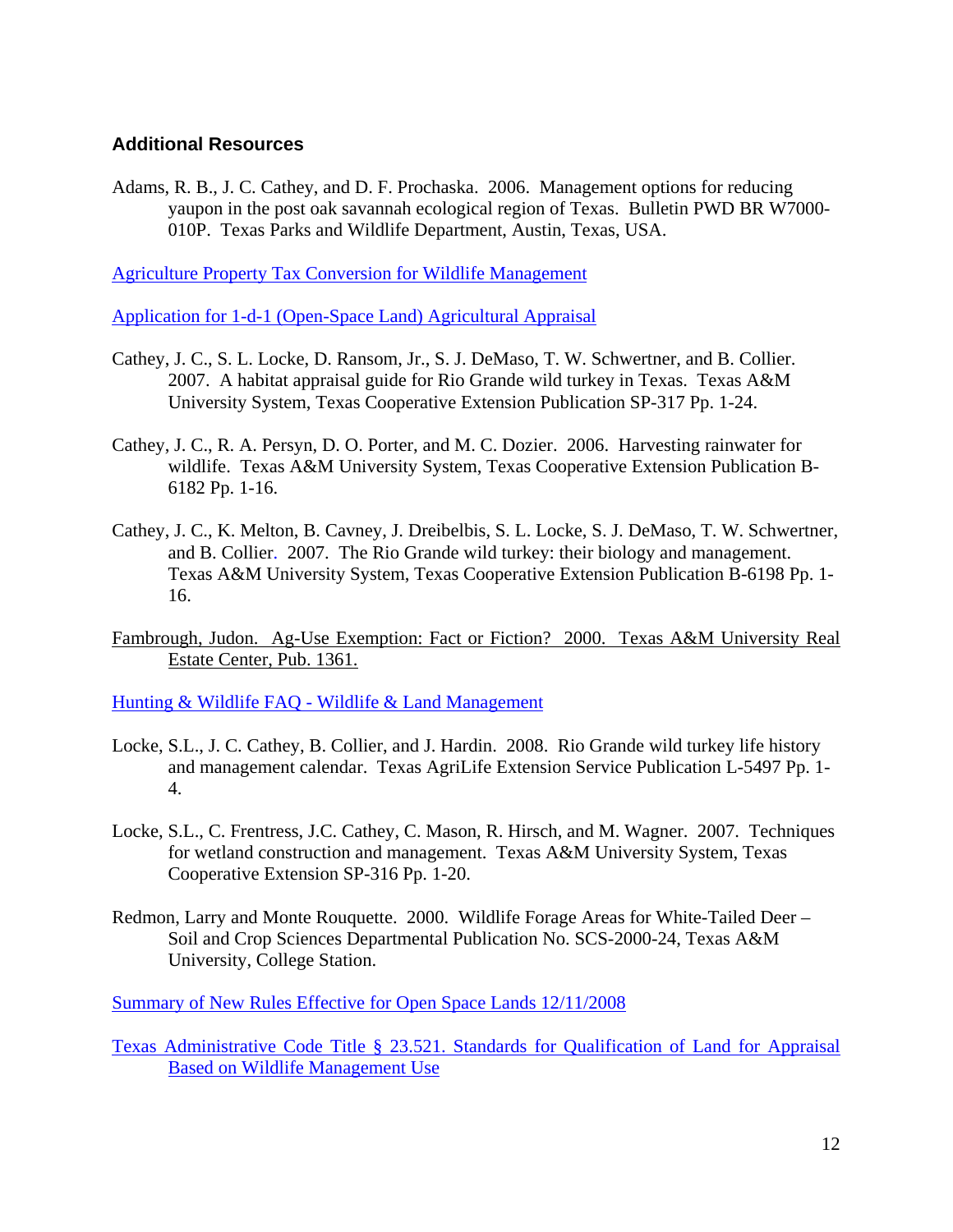## Additional Resources

Adams, R. B., J. C. Cathey, and D. F. Prochaska. 2006. Management options for reducing yaupon in the post oak savannah ecological region of Texas. Bulletin PWD BR W7000-010P. Texas Parks and Wildlife Department, Austin, Texas, USA.

Agriculture Property Tax Conversion for Wildlife Management

Application for 1-d-1 (Open-Space Land) Agricultural Appraisal

Cathey, J. C., S. L. Locke, D. Ransom, Jr., S. J. DeMaso, T. W. Schwertner, and B. Collier. 2007. A habitat appraisal guide for Rio Grande wild turkey in Texas. Texas A&M University System, Texas Cooperative Extension Publication SP-317 Pp. 1-24.

Cathey, J. C., R. A. Persyn, D. O. Porter, and M. C. Dozier. 2006. Harvesting rainwater for wildlife. Texas A&M University System, Texas Cooperative Extension Publication B-6182 Pp. 1-16.

Cathey, J. C., K. Melton, B. Cavney, J. Dreibelbis, S. L. Locke, S. J. DeMaso, T. W. Schwertner, and B. Collier. 2007. The Rio Grande wild turkey: their biology and management. Texas A&M University System, Texas Cooperative Extension Publication B-6198 Pp. 1-16.

Fambrough, Judon. Ag-Use Exemption: Fact or Fiction? 2000. Texas A&M University Real Estate Center, Pub. 1361.

Hunting & Wildlife FAQ - Wildlife & Land Management

Locke, S.L., J. C. Cathey, B. Collier, and J. Hardin. 2008. Rio Grande wild turkey life history and management calendar. Texas AgriLife Extension Service Publication L-5497 Pp. 1-4.

Locke, S.L., C. Frentress, J.C. Cathey, C. Mason, R. Hirsch, and M. Wagner. 2007. Techniques for wetland construction and management. Texas A&M University System, Texas Cooperative Extension SP-316 Pp. 1-20.

Redmon, Larry and Monte Rouquette. 2000. Wildlife Forage Areas for White-Tailed Deer – Soil and Crop Sciences Departmental Publication No. SCS-2000-24, Texas A&M University, College Station.

Summary of New Rules Effective for Open Space Lands 12/11/2008

Texas Administrative Code Title § 23.521. Standards for Qualification of Land for Appraisal Based on Wildlife Management Use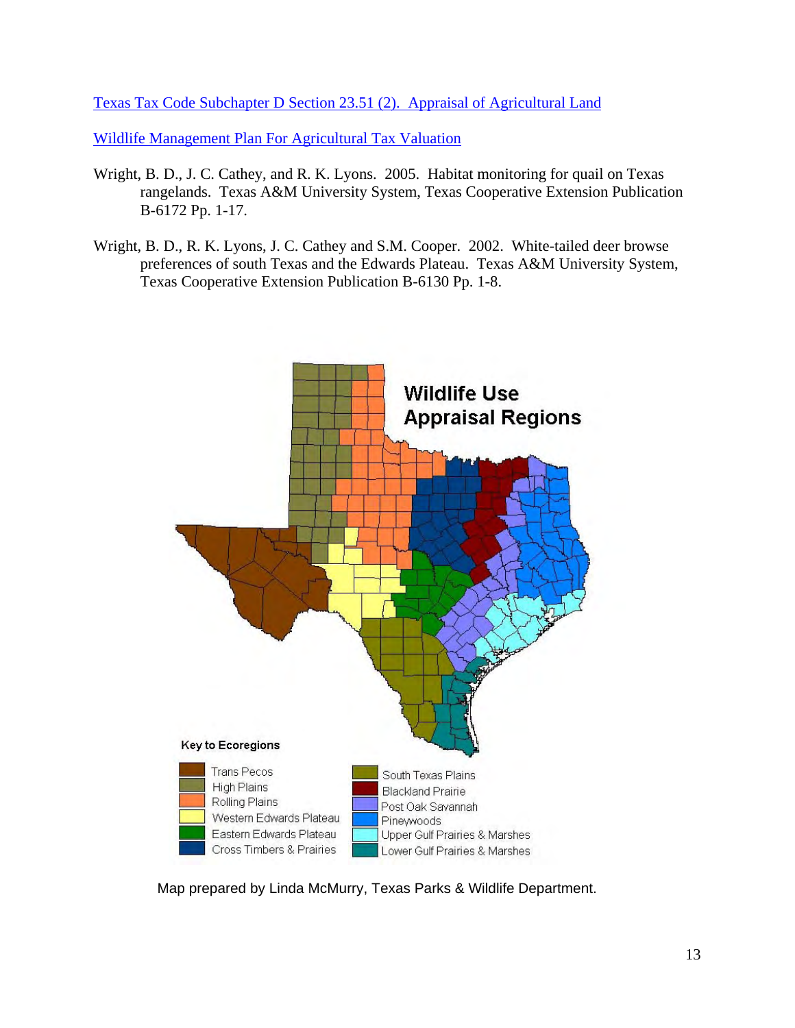[Texas Tax Code Subchapter D Section 23.51 (2). Appraisal of Agricultural Land]

[Wildlife Management Plan For Agricultural Tax Valuation]

Wright, B. D., J. C. Cathey, and R. K. Lyons. 2005. Habitat monitoring for quail on Texas rangelands. Texas A&M University System, Texas Cooperative Extension Publication B-6172 Pp. 1-17.

Wright, B. D., R. K. Lyons, J. C. Cathey and S.M. Cooper. 2002. White-tailed deer browse preferences of south Texas and the Edwards Plateau. Texas A&M University System, Texas Cooperative Extension Publication B-6130 Pp. 1-8.

**Wildlife Use Appraisal Regions**

**Key to Ecoregions**

- Trans Pecos
- High Plains
- Rolling Plains
- Western Edwards Plateau
- Eastern Edwards Plateau
- Cross Timbers & Prairies
- South Texas Plains
- Blackland Prairie
- Post Oak Savannah
- Pineywoods
- Upper Gulf Prairies & Marshes
- Lower Gulf Prairies & Marshes

Map prepared by Linda McMurry, Texas Parks & Wildlife Department.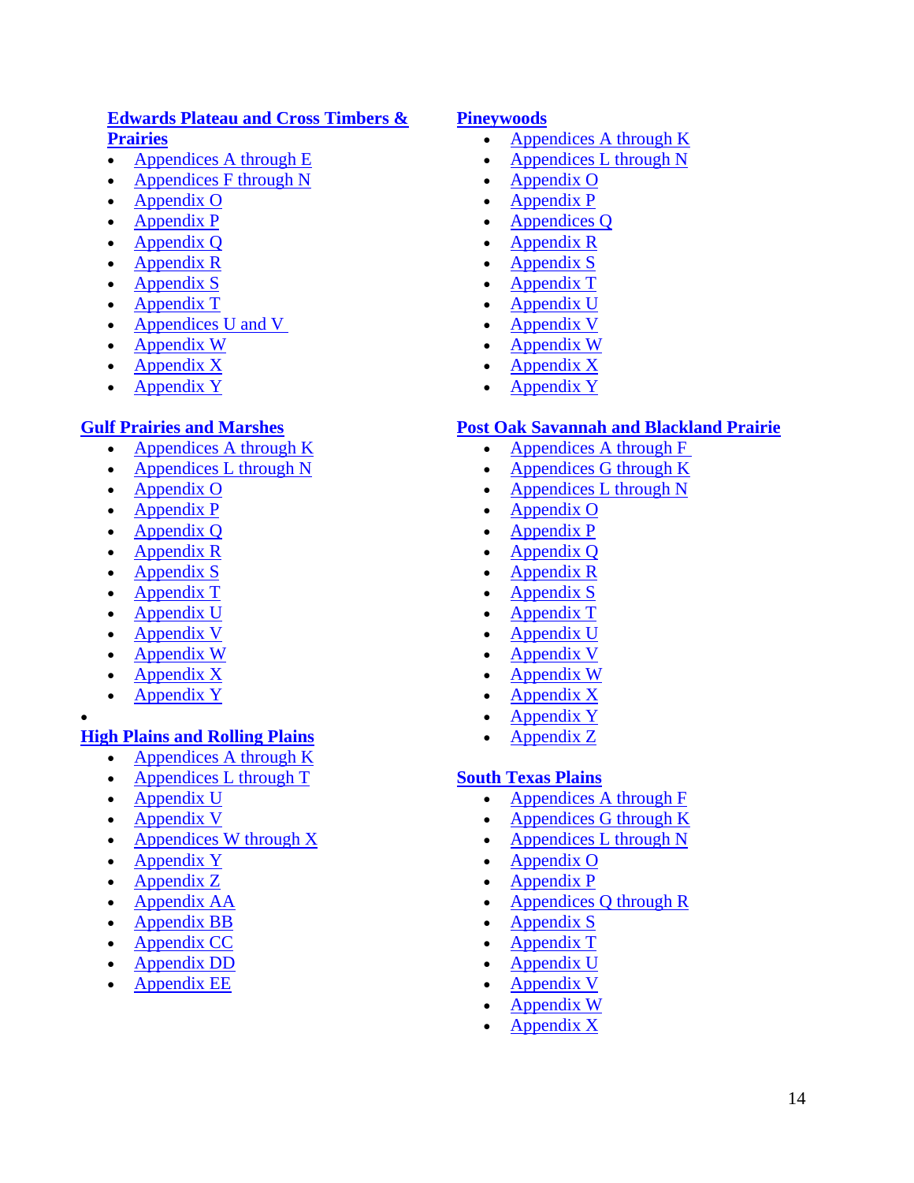**Edwards Plateau and Cross Timbers & Prairies**

- Appendices A through E
- Appendices F through N
- Appendix O
- Appendix P
- Appendix Q
- Appendix R
- Appendix S
- Appendix T
- Appendices U and V
- Appendix W
- Appendix X
- Appendix Y

**Gulf Prairies and Marshes**

- Appendices A through K
- Appendices L through N
- Appendix O
- Appendix P
- Appendix Q
- Appendix R
- Appendix S
- Appendix T
- Appendix U
- Appendix V
- Appendix W
- Appendix X
- Appendix Y

**High Plains and Rolling Plains**

- Appendices A through K
- Appendices L through T
- Appendix U
- Appendix V
- Appendices W through X
- Appendix Y
- Appendix Z
- Appendix AA
- Appendix BB
- Appendix CC
- Appendix DD
- Appendix EE

**Pineywoods**

- Appendices A through K
- Appendices L through N
- Appendix O
- Appendix P
- Appendices Q
- Appendix R
- Appendix S
- Appendix T
- Appendix U
- Appendix V
- Appendix W
- Appendix X
- Appendix Y

**Post Oak Savannah and Blackland Prairie**

- Appendices A through F
- Appendices G through K
- Appendices L through N
- Appendix O
- Appendix P
- Appendix Q
- Appendix R
- Appendix S
- Appendix T
- Appendix U
- Appendix V
- Appendix W
- Appendix X
- Appendix Y
- Appendix Z

**South Texas Plains**

- Appendices A through F
- Appendices G through K
- Appendices L through N
- Appendix O
- Appendix P
- Appendices Q through R
- Appendix S
- Appendix T
- Appendix U
- Appendix V
- Appendix W
- Appendix X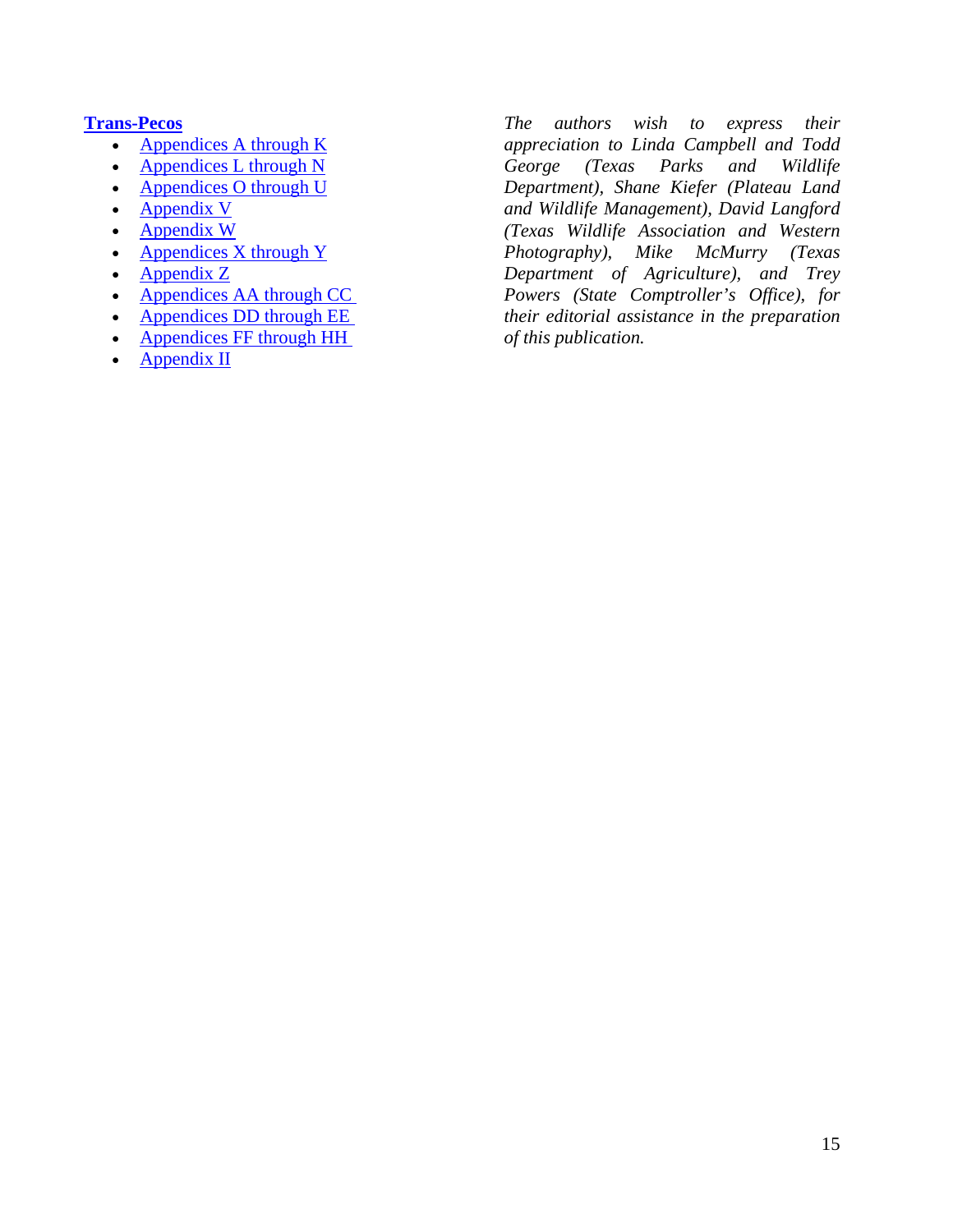**Trans-Pecos**

- Appendices A through K
- Appendices L through N
- Appendices O through U
- Appendix V
- Appendix W
- Appendices X through Y
- Appendix Z
- Appendices AA through CC
- Appendices DD through EE
- Appendices FF through HH
- Appendix II

*The authors wish to express their appreciation to Linda Campbell and Todd George (Texas Parks and Wildlife Department), Shane Kiefer (Plateau Land and Wildlife Management), David Langford (Texas Wildlife Association and Western Photography), Mike McMurry (Texas Department of Agriculture), and Trey Powers (State Comptroller's Office), for their editorial assistance in the preparation of this publication.*